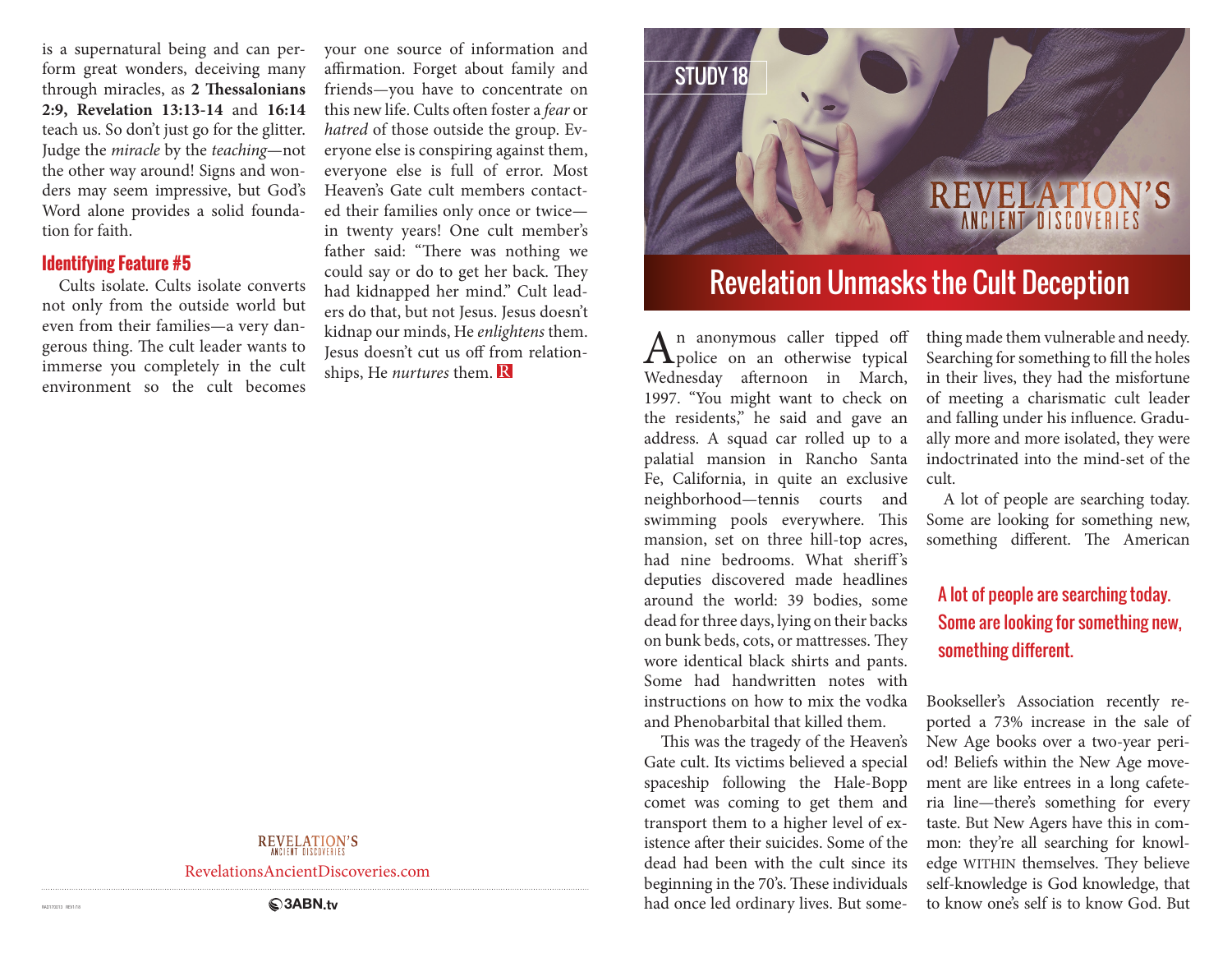is a supernatural being and can perform great wonders, deceiving many through miracles, as **2 Thessalonians 2:9, Revelation 13:13-14** and **16:14** teach us. So don't just go for the glitter. Judge the *miracle* by the *teaching*—not the other way around! Signs and wonders may seem impressive, but God's Word alone provides a solid foundation for faith.

### Identifying Feature #5

Cults isolate. Cults isolate converts not only from the outside world but even from their families—a very dangerous thing. The cult leader wants to immerse you completely in the cult environment so the cult becomes your one source of information and affirmation. Forget about family and friends—you have to concentrate on this new life. Cults often foster a *fear* or *hatred* of those outside the group. Everyone else is conspiring against them, everyone else is full of error. Most Heaven's Gate cult members contacted their families only once or twice—in twenty years! One cult member's father said: "There was nothing we could say or do to get her back. They had kidnapped her mind." Cult leaders do that, but not Jesus. Jesus doesn't kidnap our minds, He *enlightens* them. Jesus doesn't cut us off from relationships, He *nurtures* them. R

REVELATION'S ANCIENT DISCOVERIES

RevelationsAncientDiscoveries.com

3ABN.tv

STUDY 18

REVELATION'S ANCIENT DISCOVERIES

# Revelation Unmasks the Cult Deception

An anonymous caller tipped off police on an otherwise typical Wednesday afternoon in March, 1997. "You might want to check on the residents," he said and gave an address. A squad car rolled up to a palatial mansion in Rancho Santa Fe, California, in quite an exclusive neighborhood—tennis courts and swimming pools everywhere. This mansion, set on three hill-top acres, had nine bedrooms. What sheriff's deputies discovered made headlines around the world: 39 bodies, some dead for three days, lying on their backs on bunk beds, cots, or mattresses. They wore identical black shirts and pants. Some had handwritten notes with instructions on how to mix the vodka and Phenobarbital that killed them.

This was the tragedy of the Heaven's Gate cult. Its victims believed a special spaceship following the Hale-Bopp comet was coming to get them and transport them to a higher level of existence after their suicides. Some of the dead had been with the cult since its beginning in the 70's. These individuals had once led ordinary lives. But something made them vulnerable and needy. Searching for something to fill the holes in their lives, they had the misfortune of meeting a charismatic cult leader and falling under his influence. Gradually more and more isolated, they were indoctrinated into the mind-set of the cult.

A lot of people are searching today. Some are looking for something new, something different. The American Bookseller's Association recently reported a 73% increase in the sale of New Age books over a two-year period! Beliefs within the New Age movement are like entrees in a long cafeteria line—there's something for every taste. But New Agers have this in common: they're all searching for knowledge WITHIN themselves. They believe self-knowledge is God knowledge, that to know one's self is to know God. But

> A lot of people are searching today. Some are looking for something new, something different.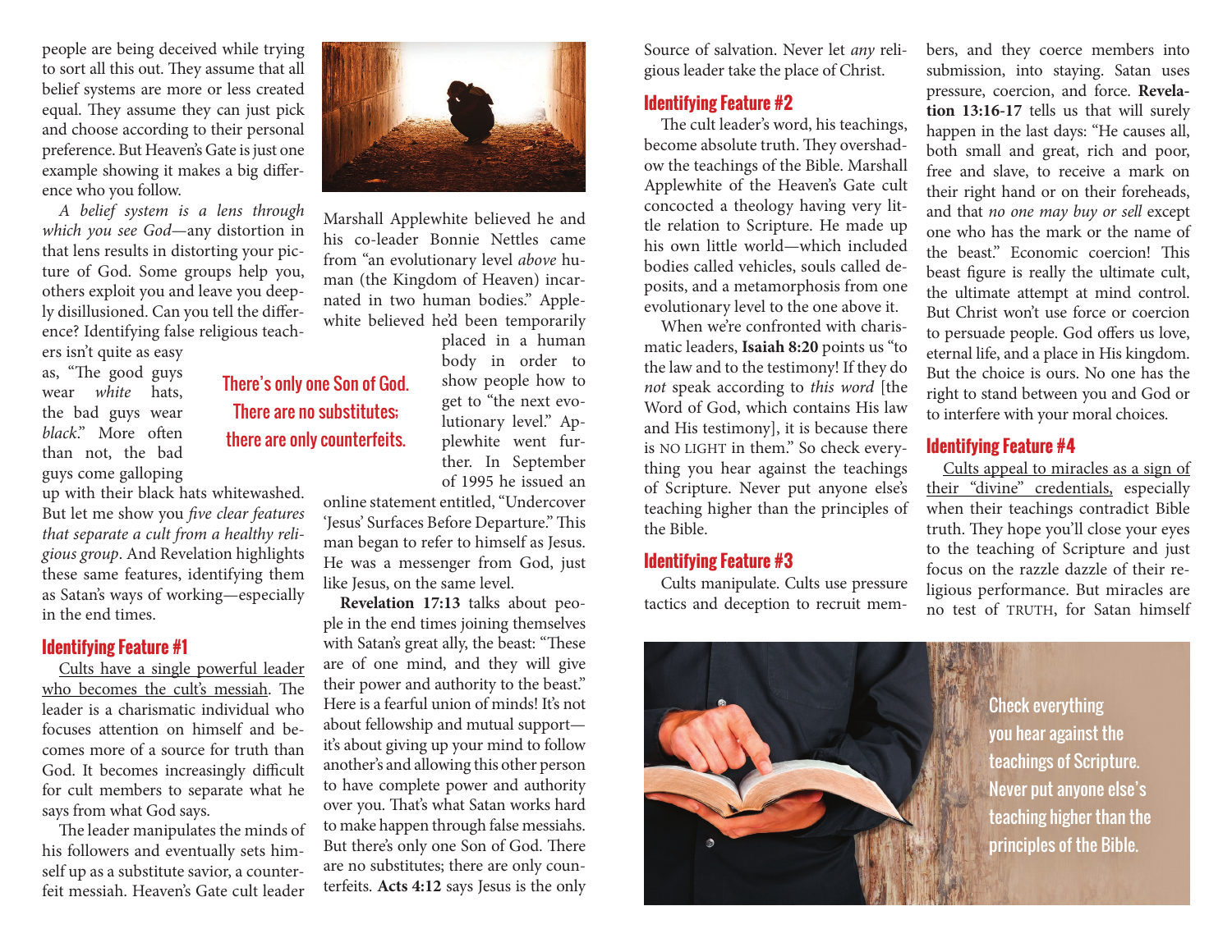people are being deceived while trying to sort all this out. They assume that all belief systems are more or less created equal. They assume they can just pick and choose according to their personal preference. But Heaven's Gate is just one example showing it makes a big difference who you follow.

*A belief system is a lens through which you see God*—any distortion in that lens results in distorting your picture of God. Some groups help you, others exploit you and leave you deeply disillusioned. Can you tell the difference? Identifying false religious teachers isn't quite as easy as, "The good guys wear *white* hats, the bad guys wear *black*." More often than not, the bad guys come galloping up with their black hats whitewashed. But let me show you *five clear features that separate a cult from a healthy religious group*. And Revelation highlights these same features, identifying them as Satan's ways of working—especially in the end times.

## Identifying Feature #1

Cults have a single powerful leader who becomes the cult's messiah. The leader is a charismatic individual who focuses attention on himself and becomes more of a source for truth than God. It becomes increasingly difficult for cult members to separate what he says from what God says.

The leader manipulates the minds of his followers and eventually sets himself up as a substitute savior, a counterfeit messiah. Heaven's Gate cult leader Marshall Applewhite believed he and his co-leader Bonnie Nettles came from "an evolutionary level *above* human (the Kingdom of Heaven) incarnated in two human bodies." Applewhite believed he'd been temporarily placed in a human body in order to show people how to get to "the next evolutionary level." Applewhite went further. In September of 1995 he issued an online statement entitled, "Undercover 'Jesus' Surfaces Before Departure." This man began to refer to himself as Jesus. He was a messenger from God, just like Jesus, on the same level.

There's only one Son of God. There are no substitutes; there are only counterfeits.

**Revelation 17:13** talks about people in the end times joining themselves with Satan's great ally, the beast: "These are of one mind, and they will give their power and authority to the beast." Here is a fearful union of minds! It's not about fellowship and mutual support—it's about giving up your mind to follow another's and allowing this other person to have complete power and authority over you. That's what Satan works hard to make happen through false messiahs. But there's only one Son of God. There are no substitutes; there are only counterfeits. **Acts 4:12** says Jesus is the only Source of salvation. Never let *any* religious leader take the place of Christ.

## Identifying Feature #2

The cult leader's word, his teachings, become absolute truth. They overshadow the teachings of the Bible. Marshall Applewhite of the Heaven's Gate cult concocted a theology having very little relation to Scripture. He made up his own little world—which included bodies called vehicles, souls called deposits, and a metamorphosis from one evolutionary level to the one above it.

When we're confronted with charismatic leaders, **Isaiah 8:20** points us "to the law and to the testimony! If they do *not* speak according to *this word* [the Word of God, which contains His law and His testimony], it is because there is NO LIGHT in them." So check everything you hear against the teachings of Scripture. Never put anyone else's teaching higher than the principles of the Bible.

## Identifying Feature #3

Cults manipulate. Cults use pressure tactics and deception to recruit members, and they coerce members into submission, into staying. Satan uses pressure, coercion, and force. **Revelation 13:16-17** tells us that will surely happen in the last days: "He causes all, both small and great, rich and poor, free and slave, to receive a mark on their right hand or on their foreheads, and that *no one may buy or sell* except one who has the mark or the name of the beast." Economic coercion! This beast figure is really the ultimate cult, the ultimate attempt at mind control. But Christ won't use force or coercion to persuade people. God offers us love, eternal life, and a place in His kingdom. But the choice is ours. No one has the right to stand between you and God or to interfere with your moral choices.

## Identifying Feature #4

Cults appeal to miracles as a sign of their "divine" credentials, especially when their teachings contradict Bible truth. They hope you'll close your eyes to the teaching of Scripture and just focus on the razzle dazzle of their religious performance. But miracles are no test of TRUTH, for Satan himself

Check everything you hear against the teachings of Scripture. Never put anyone else's teaching higher than the principles of the Bible.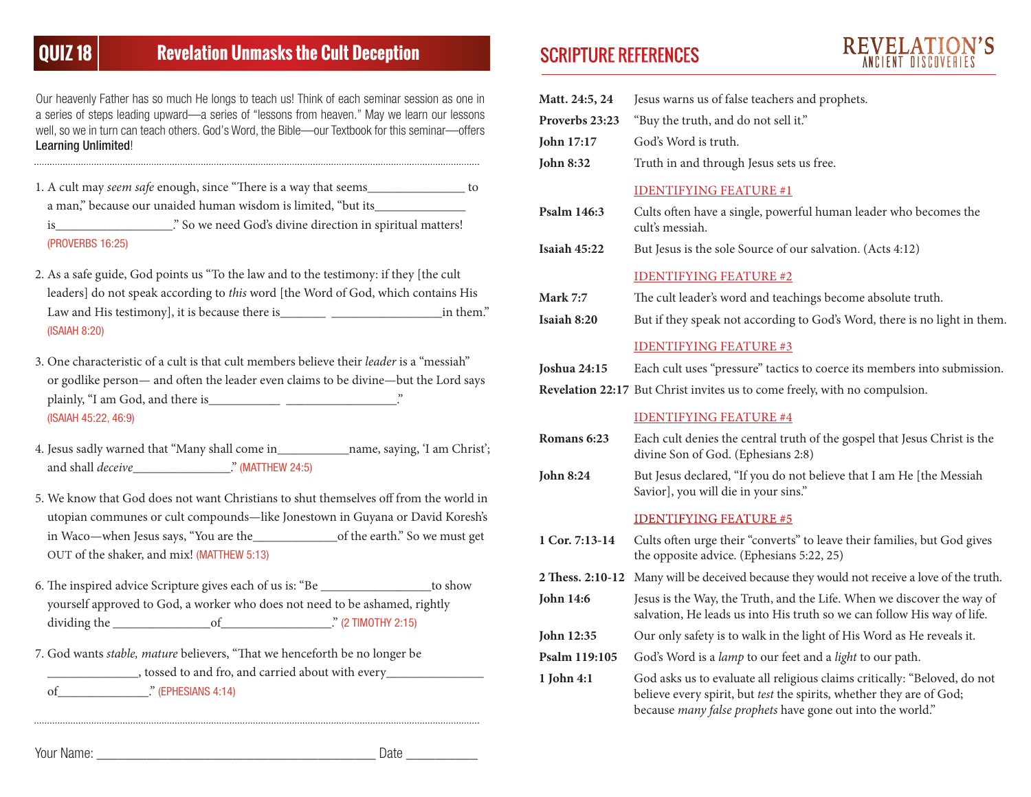# QUIZ 18 Revelation Unmasks the Cult Deception

Our heavenly Father has so much He longs to teach us! Think of each seminar session as one in a series of steps leading upward—a series of "lessons from heaven." May we learn our lessons well, so we in turn can teach others. God's Word, the Bible—our Textbook for this seminar—offers **Learning Unlimited**!

1. A cult may *seem safe* enough, since "There is a way that seems_______________ to a man," because our unaided human wisdom is limited, "but its______________ is__________________." So we need God's divine direction in spiritual matters! (PROVERBS 16:25)

2. As a safe guide, God points us "To the law and to the testimony: if they [the cult leaders] do not speak according to *this* word [the Word of God, which contains His Law and His testimony], it is because there is_______ _________________in them." (ISAIAH 8:20)

3. One characteristic of a cult is that cult members believe their *leader* is a "messiah" or godlike person— and often the leader even claims to be divine—but the Lord says plainly, "I am God, and there is___________ _________________." (ISAIAH 45:22, 46:9)

4. Jesus sadly warned that "Many shall come in___________name, saying, 'I am Christ'; and shall *deceive*_______________." (MATTHEW 24:5)

5. We know that God does not want Christians to shut themselves off from the world in utopian communes or cult compounds—like Jonestown in Guyana or David Koresh's in Waco—when Jesus says, "You are the_____________of the earth." So we must get OUT of the shaker, and mix! (MATTHEW 5:13)

6. The inspired advice Scripture gives each of us is: "Be _________________to show yourself approved to God, a worker who does not need to be ashamed, rightly dividing the _______________of_________________." (2 TIMOTHY 2:15)

7. God wants *stable, mature* believers, "That we henceforth be no longer be ______________, tossed to and fro, and carried about with every_______________ of______________." (EPHESIANS 4:14)

Your Name: ___________________________________________ Date ___________

## SCRIPTURE REFERENCES

REVELATION'S ANCIENT DISCOVERIES

| | |
|---|---|
| **Matt. 24:5, 24** | Jesus warns us of false teachers and prophets. |
| **Proverbs 23:23** | "Buy the truth, and do not sell it." |
| **John 17:17** | God's Word is truth. |
| **John 8:32** | Truth in and through Jesus sets us free. |
| | IDENTIFYING FEATURE #1 |
| **Psalm 146:3** | Cults often have a single, powerful human leader who becomes the cult's messiah. |
| **Isaiah 45:22** | But Jesus is the sole Source of our salvation. (Acts 4:12) |
| | IDENTIFYING FEATURE #2 |
| **Mark 7:7** | The cult leader's word and teachings become absolute truth. |
| **Isaiah 8:20** | But if they speak not according to God's Word, there is no light in them. |
| | IDENTIFYING FEATURE #3 |
| **Joshua 24:15** | Each cult uses "pressure" tactics to coerce its members into submission. |
| **Revelation 22:17** | But Christ invites us to come freely, with no compulsion. |
| | IDENTIFYING FEATURE #4 |
| **Romans 6:23** | Each cult denies the central truth of the gospel that Jesus Christ is the divine Son of God. (Ephesians 2:8) |
| **John 8:24** | But Jesus declared, "If you do not believe that I am He [the Messiah Savior], you will die in your sins." |
| | IDENTIFYING FEATURE #5 |
| **1 Cor. 7:13-14** | Cults often urge their "converts" to leave their families, but God gives the opposite advice. (Ephesians 5:22, 25) |
| **2 Thess. 2:10-12** | Many will be deceived because they would not receive a love of the truth. |
| **John 14:6** | Jesus is the Way, the Truth, and the Life. When we discover the way of salvation, He leads us into His truth so we can follow His way of life. |
| **John 12:35** | Our only safety is to walk in the light of His Word as He reveals it. |
| **Psalm 119:105** | God's Word is a *lamp* to our feet and a *light* to our path. |
| **1 John 4:1** | God asks us to evaluate all religious claims critically: "Beloved, do not believe every spirit, but *test* the spirits, whether they are of God; because *many false prophets* have gone out into the world." |